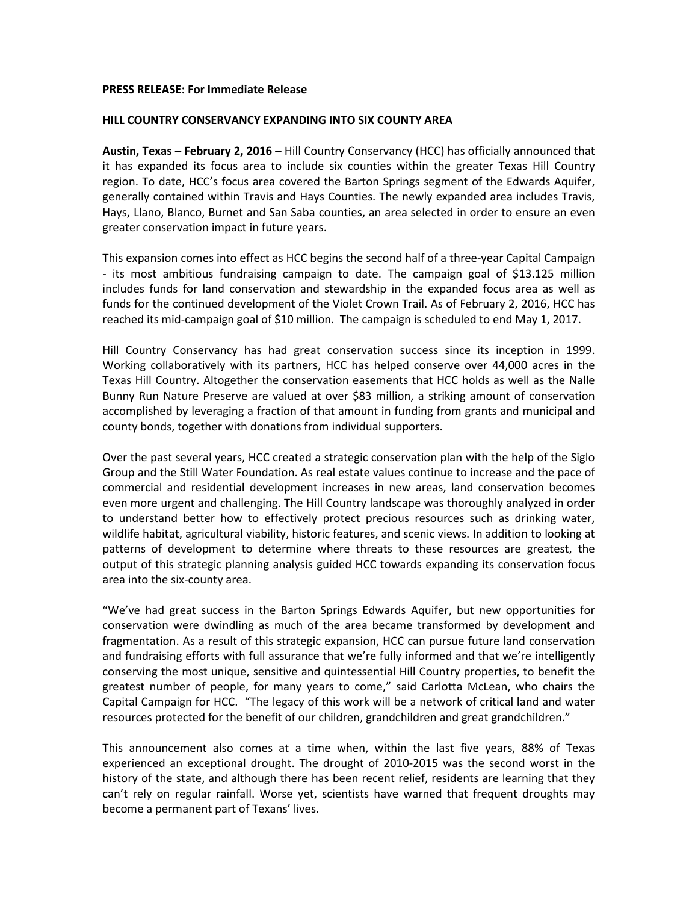**PRESS RELEASE: For Immediate Release**

**HILL COUNTRY CONSERVANCY EXPANDING INTO SIX COUNTY AREA**

**Austin, Texas – February 2, 2016 –** Hill Country Conservancy (HCC) has officially announced that it has expanded its focus area to include six counties within the greater Texas Hill Country region. To date, HCC's focus area covered the Barton Springs segment of the Edwards Aquifer, generally contained within Travis and Hays Counties. The newly expanded area includes Travis, Hays, Llano, Blanco, Burnet and San Saba counties, an area selected in order to ensure an even greater conservation impact in future years.

This expansion comes into effect as HCC begins the second half of a three-year Capital Campaign - its most ambitious fundraising campaign to date. The campaign goal of $13.125 million includes funds for land conservation and stewardship in the expanded focus area as well as funds for the continued development of the Violet Crown Trail. As of February 2, 2016, HCC has reached its mid-campaign goal of $10 million. The campaign is scheduled to end May 1, 2017.

Hill Country Conservancy has had great conservation success since its inception in 1999. Working collaboratively with its partners, HCC has helped conserve over 44,000 acres in the Texas Hill Country. Altogether the conservation easements that HCC holds as well as the Nalle Bunny Run Nature Preserve are valued at over $83 million, a striking amount of conservation accomplished by leveraging a fraction of that amount in funding from grants and municipal and county bonds, together with donations from individual supporters.

Over the past several years, HCC created a strategic conservation plan with the help of the Siglo Group and the Still Water Foundation. As real estate values continue to increase and the pace of commercial and residential development increases in new areas, land conservation becomes even more urgent and challenging. The Hill Country landscape was thoroughly analyzed in order to understand better how to effectively protect precious resources such as drinking water, wildlife habitat, agricultural viability, historic features, and scenic views. In addition to looking at patterns of development to determine where threats to these resources are greatest, the output of this strategic planning analysis guided HCC towards expanding its conservation focus area into the six-county area.

"We've had great success in the Barton Springs Edwards Aquifer, but new opportunities for conservation were dwindling as much of the area became transformed by development and fragmentation. As a result of this strategic expansion, HCC can pursue future land conservation and fundraising efforts with full assurance that we're fully informed and that we're intelligently conserving the most unique, sensitive and quintessential Hill Country properties, to benefit the greatest number of people, for many years to come," said Carlotta McLean, who chairs the Capital Campaign for HCC. "The legacy of this work will be a network of critical land and water resources protected for the benefit of our children, grandchildren and great grandchildren."

This announcement also comes at a time when, within the last five years, 88% of Texas experienced an exceptional drought. The drought of 2010-2015 was the second worst in the history of the state, and although there has been recent relief, residents are learning that they can't rely on regular rainfall. Worse yet, scientists have warned that frequent droughts may become a permanent part of Texans' lives.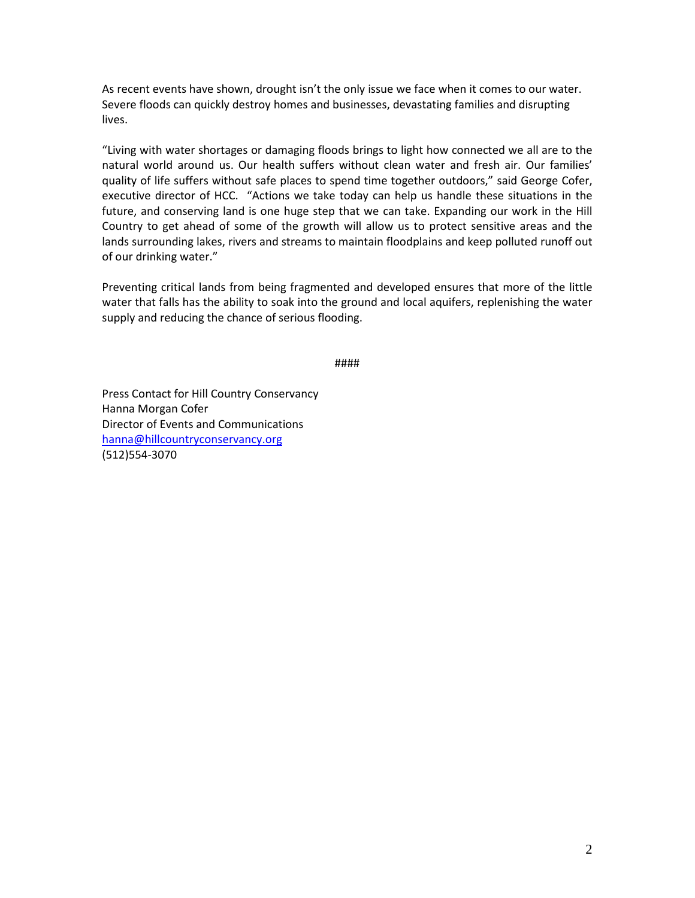As recent events have shown, drought isn't the only issue we face when it comes to our water. Severe floods can quickly destroy homes and businesses, devastating families and disrupting lives.

"Living with water shortages or damaging floods brings to light how connected we all are to the natural world around us. Our health suffers without clean water and fresh air. Our families' quality of life suffers without safe places to spend time together outdoors," said George Cofer, executive director of HCC. "Actions we take today can help us handle these situations in the future, and conserving land is one huge step that we can take. Expanding our work in the Hill Country to get ahead of some of the growth will allow us to protect sensitive areas and the lands surrounding lakes, rivers and streams to maintain floodplains and keep polluted runoff out of our drinking water."

Preventing critical lands from being fragmented and developed ensures that more of the little water that falls has the ability to soak into the ground and local aquifers, replenishing the water supply and reducing the chance of serious flooding.

####

Press Contact for Hill Country Conservancy
Hanna Morgan Cofer
Director of Events and Communications
hanna@hillcountryconservancy.org
(512)554-3070